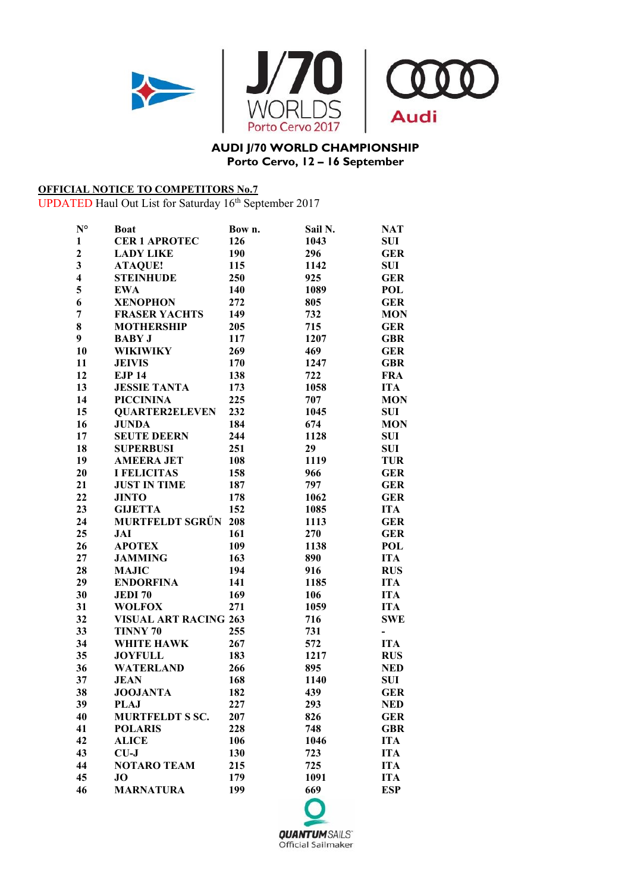**AUDI J/70 WORLD CHAMPIONSHIP**
**Porto Cervo, 12 – 16 September**

**OFFICIAL NOTICE TO COMPETITORS No.7**

UPDATED Haul Out List for Saturday 16th September 2017

| N° | Boat | Bow n. | Sail N. | NAT |
|---|---|---|---|---|
| 1 | CER 1 APROTEC | 126 | 1043 | SUI |
| 2 | LADY LIKE | 190 | 296 | GER |
| 3 | ATAQUE! | 115 | 1142 | SUI |
| 4 | STEINHUDE | 250 | 925 | GER |
| 5 | EWA | 140 | 1089 | POL |
| 6 | XENOPHON | 272 | 805 | GER |
| 7 | FRASER YACHTS | 149 | 732 | MON |
| 8 | MOTHERSHIP | 205 | 715 | GER |
| 9 | BABY J | 117 | 1207 | GBR |
| 10 | WIKIWIKY | 269 | 469 | GER |
| 11 | JEIVIS | 170 | 1247 | GBR |
| 12 | EJP 14 | 138 | 722 | FRA |
| 13 | JESSIE TANTA | 173 | 1058 | ITA |
| 14 | PICCININA | 225 | 707 | MON |
| 15 | QUARTER2ELEVEN | 232 | 1045 | SUI |
| 16 | JUNDA | 184 | 674 | MON |
| 17 | SEUTE DEERN | 244 | 1128 | SUI |
| 18 | SUPERBUSI | 251 | 29 | SUI |
| 19 | AMEERA JET | 108 | 1119 | TUR |
| 20 | I FELICITAS | 158 | 966 | GER |
| 21 | JUST IN TIME | 187 | 797 | GER |
| 22 | JINTO | 178 | 1062 | GER |
| 23 | GIJETTA | 152 | 1085 | ITA |
| 24 | MURTFELDT SGRŮN | 208 | 1113 | GER |
| 25 | JAI | 161 | 270 | GER |
| 26 | APOTEX | 109 | 1138 | POL |
| 27 | JAMMING | 163 | 890 | ITA |
| 28 | MAJIC | 194 | 916 | RUS |
| 29 | ENDORFINA | 141 | 1185 | ITA |
| 30 | JEDI 70 | 169 | 106 | ITA |
| 31 | WOLFOX | 271 | 1059 | ITA |
| 32 | VISUAL ART RACING | 263 | 716 | SWE |
| 33 | TINNY 70 | 255 | 731 | - |
| 34 | WHITE HAWK | 267 | 572 | ITA |
| 35 | JOYFULL | 183 | 1217 | RUS |
| 36 | WATERLAND | 266 | 895 | NED |
| 37 | JEAN | 168 | 1140 | SUI |
| 38 | JOOJANTA | 182 | 439 | GER |
| 39 | PLAJ | 227 | 293 | NED |
| 40 | MURTFELDT S SC. | 207 | 826 | GER |
| 41 | POLARIS | 228 | 748 | GBR |
| 42 | ALICE | 106 | 1046 | ITA |
| 43 | CU-J | 130 | 723 | ITA |
| 44 | NOTARO TEAM | 215 | 725 | ITA |
| 45 | JO | 179 | 1091 | ITA |
| 46 | MARNATURA | 199 | 669 | ESP |

QUANTUM SAILS Official Sailmaker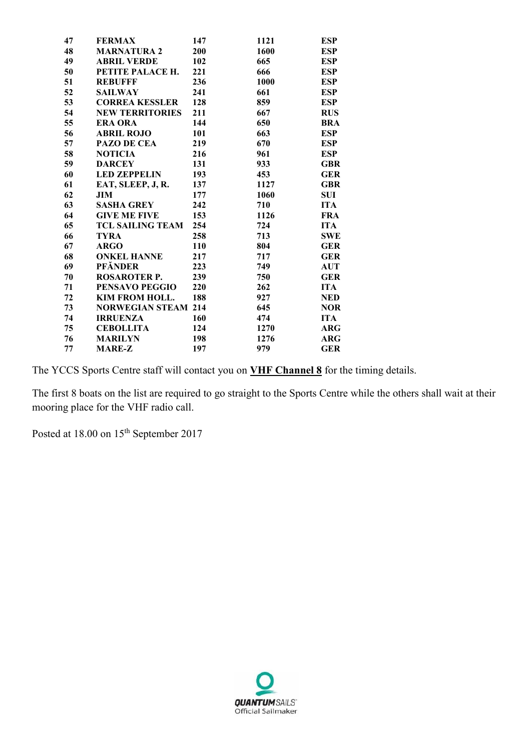| | | | | |
|---|---|---|---|---|
| **47** | **FERMAX** | **147** | **1121** | **ESP** |
| **48** | **MARNATURA 2** | **200** | **1600** | **ESP** |
| **49** | **ABRIL VERDE** | **102** | **665** | **ESP** |
| **50** | **PETITE PALACE H.** | **221** | **666** | **ESP** |
| **51** | **REBUFFF** | **236** | **1000** | **ESP** |
| **52** | **SAILWAY** | **241** | **661** | **ESP** |
| **53** | **CORREA KESSLER** | **128** | **859** | **ESP** |
| **54** | **NEW TERRITORIES** | **211** | **667** | **RUS** |
| **55** | **ERA ORA** | **144** | **650** | **BRA** |
| **56** | **ABRIL ROJO** | **101** | **663** | **ESP** |
| **57** | **PAZO DE CEA** | **219** | **670** | **ESP** |
| **58** | **NOTICIA** | **216** | **961** | **ESP** |
| **59** | **DARCEY** | **131** | **933** | **GBR** |
| **60** | **LED ZEPPELIN** | **193** | **453** | **GER** |
| **61** | **EAT, SLEEP, J, R.** | **137** | **1127** | **GBR** |
| **62** | **JIM** | **177** | **1060** | **SUI** |
| **63** | **SASHA GREY** | **242** | **710** | **ITA** |
| **64** | **GIVE ME FIVE** | **153** | **1126** | **FRA** |
| **65** | **TCL SAILING TEAM** | **254** | **724** | **ITA** |
| **66** | **TYRA** | **258** | **713** | **SWE** |
| **67** | **ARGO** | **110** | **804** | **GER** |
| **68** | **ONKEL HANNE** | **217** | **717** | **GER** |
| **69** | **PFĂNDER** | **223** | **749** | **AUT** |
| **70** | **ROSAROTER P.** | **239** | **750** | **GER** |
| **71** | **PENSAVO PEGGIO** | **220** | **262** | **ITA** |
| **72** | **KIM FROM HOLL.** | **188** | **927** | **NED** |
| **73** | **NORWEGIAN STEAM** | **214** | **645** | **NOR** |
| **74** | **IRRUENZA** | **160** | **474** | **ITA** |
| **75** | **CEBOLLITA** | **124** | **1270** | **ARG** |
| **76** | **MARILYN** | **198** | **1276** | **ARG** |
| **77** | **MARE-Z** | **197** | **979** | **GER** |

The YCCS Sports Centre staff will contact you on **VHF Channel 8** for the timing details.

The first 8 boats on the list are required to go straight to the Sports Centre while the others shall wait at their mooring place for the VHF radio call.

Posted at 18.00 on 15th September 2017

QUANTUM SAILS Official Sailmaker